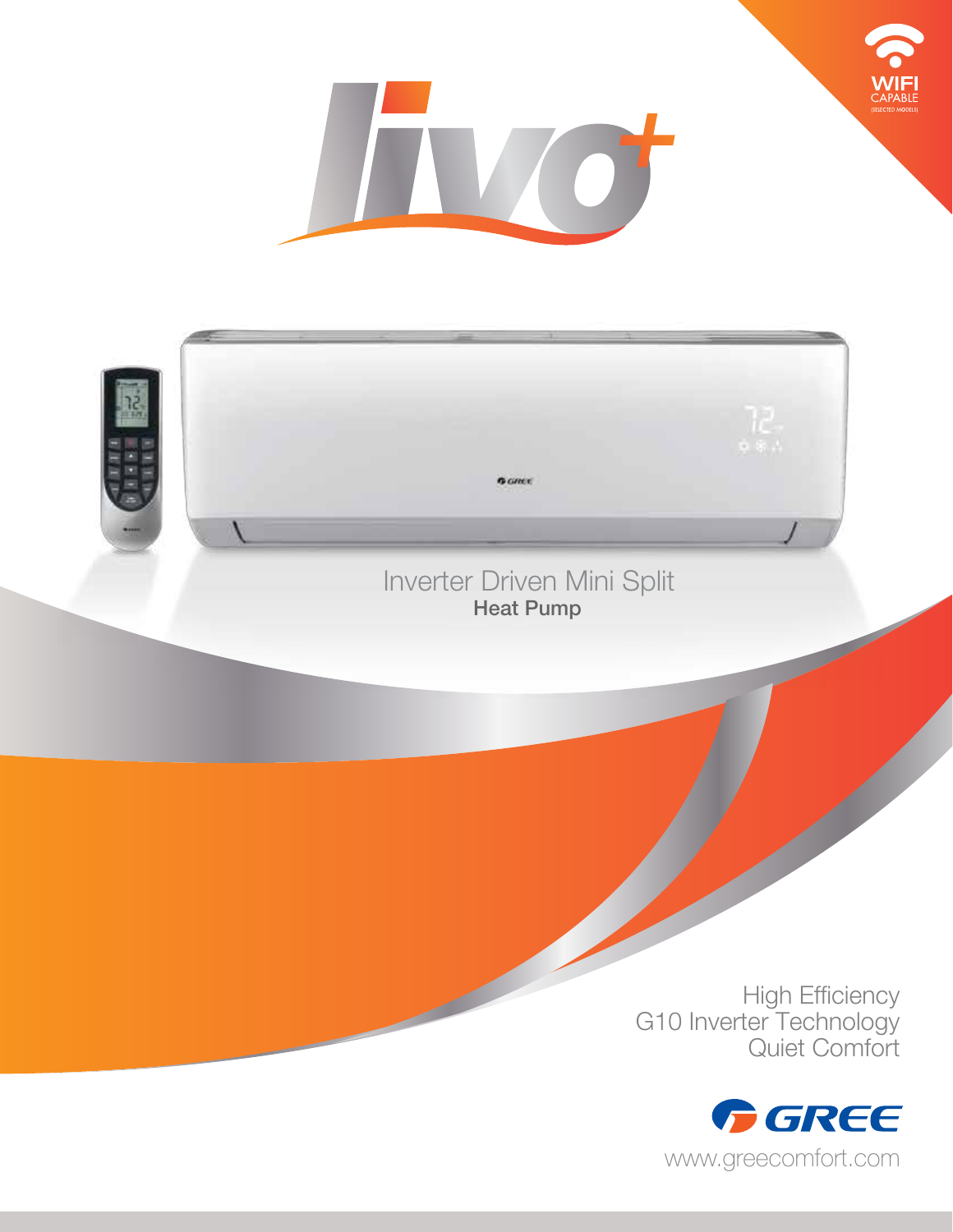# livo+

WIFI CAPABLE (SELECTED MODELS)

Inverter Driven Mini Split
**Heat Pump**

High Efficiency
G10 Inverter Technology
Quiet Comfort

GREE
www.greecomfort.com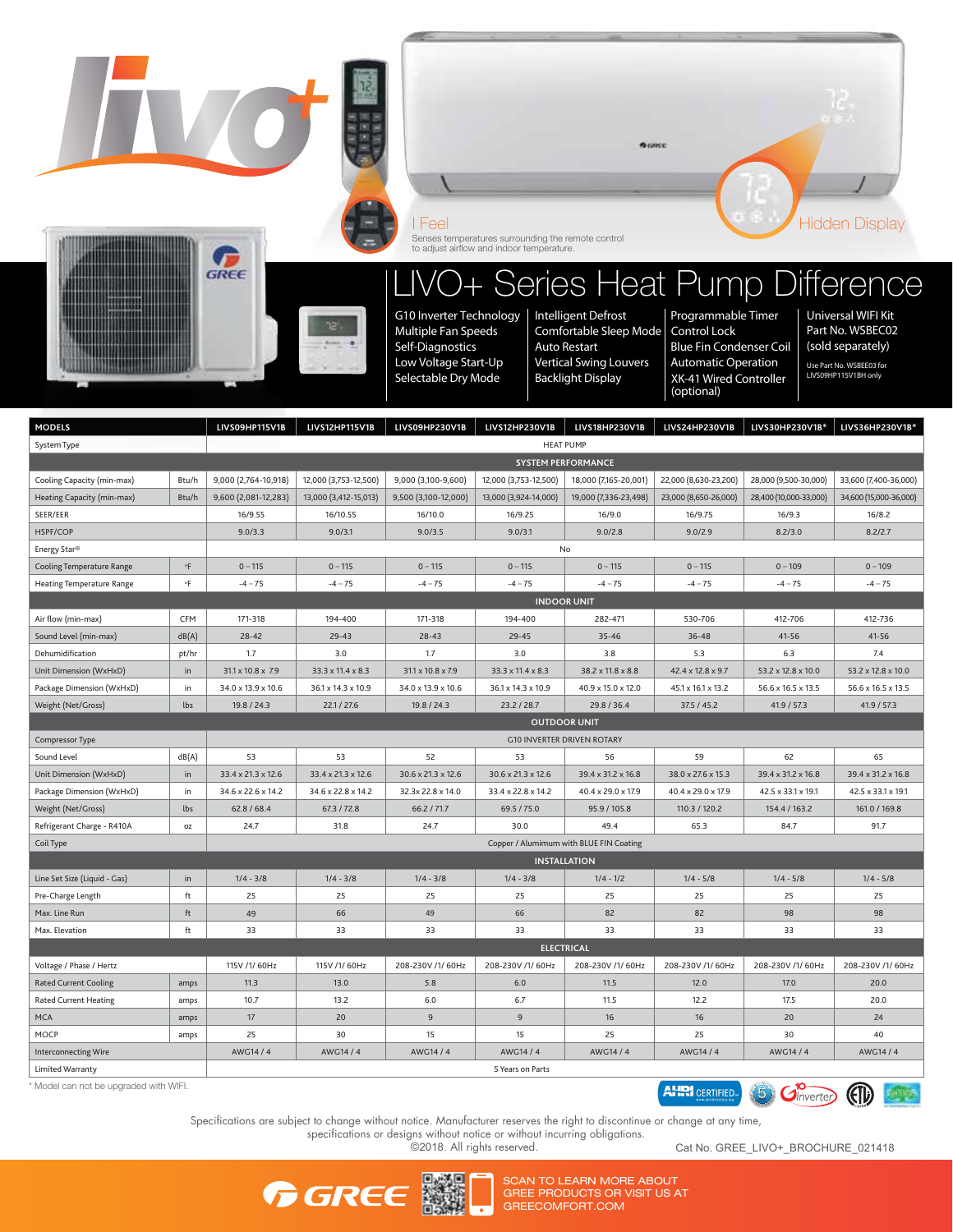# livo+

**I Feel**
Senses temperatures surrounding the remote control to adjust airflow and indoor temperature.

**Hidden Display**

## LIVO+ Series Heat Pump Difference

- G10 Inverter Technology
- Multiple Fan Speeds
- Self-Diagnostics
- Low Voltage Start-Up
- Selectable Dry Mode
- Intelligent Defrost
- Comfortable Sleep Mode
- Auto Restart
- Vertical Swing Louvers
- Backlight Display
- Programmable Timer
- Control Lock
- Blue Fin Condenser Coil
- Automatic Operation
- XK-41 Wired Controller (optional)
- Universal WIFI Kit Part No. WSBEC02 (sold separately)

Use Part No. WSBEE03 for LIVS09HP115V1BH only

| MODELS | | LIVS09HP115V1B | LIVS12HP115V1B | LIVS09HP230V1B | LIVS12HP230V1B | LIVS18HP230V1B | LIVS24HP230V1B | LIVS30HP230V1B* | LIVS36HP230V1B* |
|---|---|---|---|---|---|---|---|---|---|
| System Type | | HEAT PUMP | | | | | | | |
| **SYSTEM PERFORMANCE** | | | | | | | | | |
| Cooling Capacity (min-max) | Btu/h | 9,000 (2,764-10,918) | 12,000 (3,753-12,500) | 9,000 (3,100-9,600) | 12,000 (3,753-12,500) | 18,000 (7,165-20,001) | 22,000 (8,630-23,200) | 28,000 (9,500-30,000) | 33,600 (7,400-36,000) |
| Heating Capacity (min-max) | Btu/h | 9,600 (2,081-12,283) | 13,000 (3,412-15,013) | 9,500 (3,100-12,000) | 13,000 (3,924-14,000) | 19,000 (7,336-23,498) | 23,000 (8,650-26,000) | 28,400 (10,000-33,000) | 34,600 (15,000-36,000) |
| SEER/EER | | 16/9.55 | 16/10.55 | 16/10.0 | 16/9.25 | 16/9.0 | 16/9.75 | 16/9.3 | 16/8.2 |
| HSPF/COP | | 9.0/3.3 | 9.0/3.1 | 9.0/3.5 | 9.0/3.1 | 9.0/2.8 | 9.0/2.9 | 8.2/3.0 | 8.2/2.7 |
| Energy Star® | | No | | | | | | | |
| Cooling Temperature Range | °F | 0 – 115 | 0 – 115 | 0 – 115 | 0 – 115 | 0 – 115 | 0 – 115 | 0 – 109 | 0 – 109 |
| Heating Temperature Range | °F | -4 – 75 | -4 – 75 | -4 – 75 | -4 – 75 | -4 – 75 | -4 – 75 | -4 – 75 | -4 – 75 |
| **INDOOR UNIT** | | | | | | | | | |
| Air flow (min-max) | CFM | 171-318 | 194-400 | 171-318 | 194-400 | 282-471 | 530-706 | 412-706 | 412-736 |
| Sound Level (min-max) | dB(A) | 28-42 | 29-43 | 28-43 | 29-45 | 35-46 | 36-48 | 41-56 | 41-56 |
| Dehumidification | pt/hr | 1.7 | 3.0 | 1.7 | 3.0 | 3.8 | 5.3 | 6.3 | 7.4 |
| Unit Dimension (WxHxD) | in | 31.1 x 10.8 x 7.9 | 33.3 x 11.4 x 8.3 | 31.1 x 10.8 x 7.9 | 33.3 x 11.4 x 8.3 | 38.2 x 11.8 x 8.8 | 42.4 x 12.8 x 9.7 | 53.2 x 12.8 x 10.0 | 53.2 x 12.8 x 10.0 |
| Package Dimension (WxHxD) | in | 34.0 x 13.9 x 10.6 | 36.1 x 14.3 x 10.9 | 34.0 x 13.9 x 10.6 | 36.1 x 14.3 x 10.9 | 40.9 x 15.0 x 12.0 | 45.1 x 16.1 x 13.2 | 56.6 x 16.5 x 13.5 | 56.6 x 16.5 x 13.5 |
| Weight (Net/Gross) | lbs | 19.8 / 24.3 | 22.1 / 27.6 | 19.8 / 24.3 | 23.2 / 28.7 | 29.8 / 36.4 | 37.5 / 45.2 | 41.9 / 57.3 | 41.9 / 57.3 |
| **OUTDOOR UNIT** | | | | | | | | | |
| Compressor Type | | G10 INVERTER DRIVEN ROTARY | | | | | | | |
| Sound Level | dB(A) | 53 | 53 | 52 | 53 | 56 | 59 | 62 | 65 |
| Unit Dimension (WxHxD) | in | 33.4 x 21.3 x 12.6 | 33.4 x 21.3 x 12.6 | 30.6 x 21.3 x 12.6 | 30.6 x 21.3 x 12.6 | 39.4 x 31.2 x 16.8 | 38.0 x 27.6 x 15.3 | 39.4 x 31.2 x 16.8 | 39.4 x 31.2 x 16.8 |
| Package Dimension (WxHxD) | in | 34.6 x 22.6 x 14.2 | 34.6 x 22.8 x 14.2 | 32.3x 22.8 x 14.0 | 33.4 x 22.8 x 14.2 | 40.4 x 29.0 x 17.9 | 40.4 x 29.0 x 17.9 | 42.5 x 33.1 x 19.1 | 42.5 x 33.1 x 19.1 |
| Weight (Net/Gross) | lbs | 62.8 / 68.4 | 67.3 / 72.8 | 66.2 / 71.7 | 69.5 / 75.0 | 95.9 / 105.8 | 110.3 / 120.2 | 154.4 / 163.2 | 161.0 / 169.8 |
| Refrigerant Charge - R410A | oz | 24.7 | 31.8 | 24.7 | 30.0 | 49.4 | 65.3 | 84.7 | 91.7 |
| Coil Type | | Copper / Alumimum with BLUE FIN Coating | | | | | | | |
| **INSTALLATION** | | | | | | | | | |
| Line Set Size (Liquid - Gas) | in | 1/4 - 3/8 | 1/4 - 3/8 | 1/4 - 3/8 | 1/4 - 3/8 | 1/4 - 1/2 | 1/4 - 5/8 | 1/4 - 5/8 | 1/4 - 5/8 |
| Pre-Charge Length | ft | 25 | 25 | 25 | 25 | 25 | 25 | 25 | 25 |
| Max. Line Run | ft | 49 | 66 | 49 | 66 | 82 | 82 | 98 | 98 |
| Max. Elevation | ft | 33 | 33 | 33 | 33 | 33 | 33 | 33 | 33 |
| **ELECTRICAL** | | | | | | | | | |
| Voltage / Phase / Hertz | | 115V /1/ 60Hz | 115V /1/ 60Hz | 208-230V /1/ 60Hz | 208-230V /1/ 60Hz | 208-230V /1/ 60Hz | 208-230V /1/ 60Hz | 208-230V /1/ 60Hz | 208-230V /1/ 60Hz |
| Rated Current Cooling | amps | 11.3 | 13.0 | 5.8 | 6.0 | 11.5 | 12.0 | 17.0 | 20.0 |
| Rated Current Heating | amps | 10.7 | 13.2 | 6.0 | 6.7 | 11.5 | 12.2 | 17.5 | 20.0 |
| MCA | amps | 17 | 20 | 9 | 9 | 16 | 16 | 20 | 24 |
| MOCP | amps | 25 | 30 | 15 | 15 | 25 | 25 | 30 | 40 |
| Interconnecting Wire | | AWG14 / 4 | AWG14 / 4 | AWG14 / 4 | AWG14 / 4 | AWG14 / 4 | AWG14 / 4 | AWG14 / 4 | AWG14 / 4 |
| Limited Warranty | | 5 Years on Parts | | | | | | | |

\* Model can not be upgraded with WIFI.

Specifications are subject to change without notice. Manufacturer reserves the right to discontinue or change at any time, specifications or designs without notice or without incurring obligations.
©2018. All rights reserved.

Cat No. GREE_LIVO+_BROCHURE_021418

GREE

SCAN TO LEARN MORE ABOUT GREE PRODUCTS OR VISIT US AT GREECOMFORT.COM